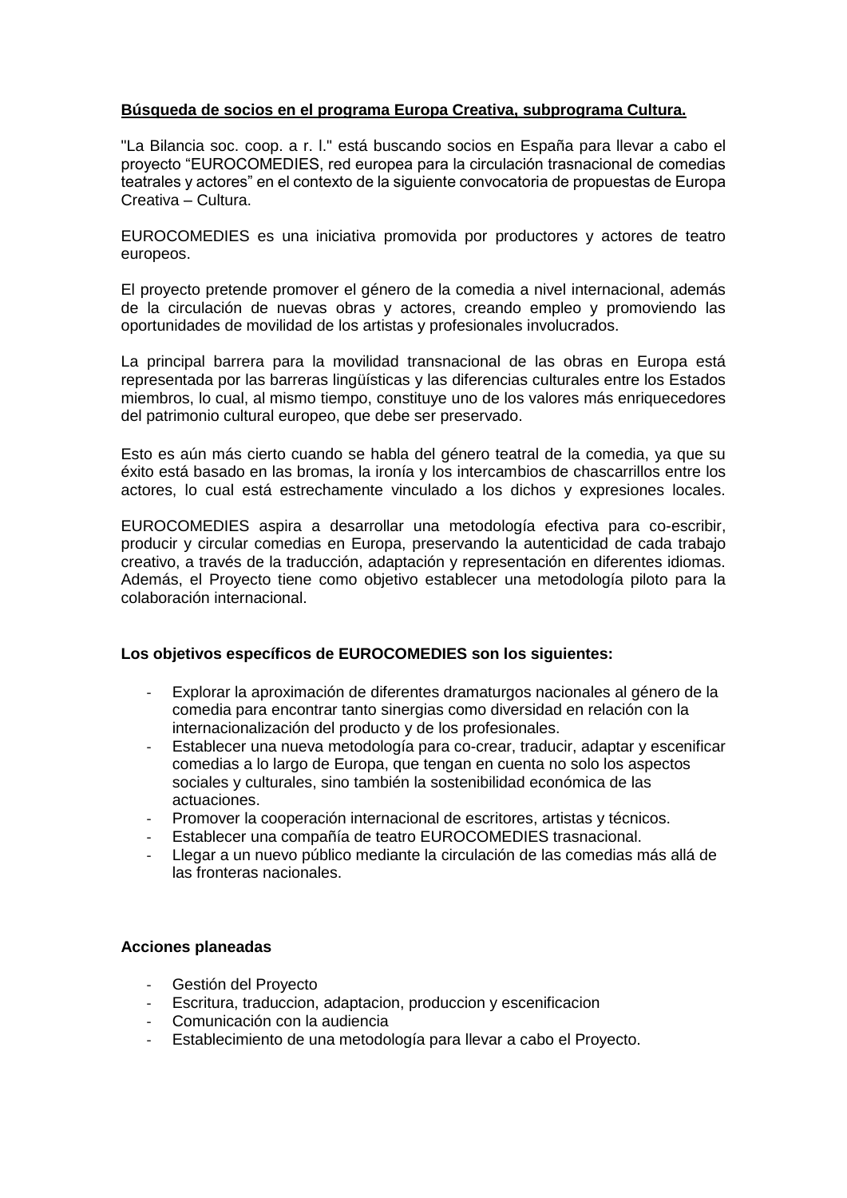**<u>Búsqueda de socios en el programa Europa Creativa, subprograma Cultura.</u>**

"La Bilancia soc. coop. a r. l." está buscando socios en España para llevar a cabo el proyecto “EUROCOMEDIES, red europea para la circulación trasnacional de comedias teatrales y actores” en el contexto de la siguiente convocatoria de propuestas de Europa Creativa – Cultura.

EUROCOMEDIES es una iniciativa promovida por productores y actores de teatro europeos.

El proyecto pretende promover el género de la comedia a nivel internacional, además de la circulación de nuevas obras y actores, creando empleo y promoviendo las oportunidades de movilidad de los artistas y profesionales involucrados.

La principal barrera para la movilidad transnacional de las obras en Europa está representada por las barreras lingüísticas y las diferencias culturales entre los Estados miembros, lo cual, al mismo tiempo, constituye uno de los valores más enriquecedores del patrimonio cultural europeo, que debe ser preservado.

Esto es aún más cierto cuando se habla del género teatral de la comedia, ya que su éxito está basado en las bromas, la ironía y los intercambios de chascarrillos entre los actores, lo cual está estrechamente vinculado a los dichos y expresiones locales.

EUROCOMEDIES aspira a desarrollar una metodología efectiva para co-escribir, producir y circular comedias en Europa, preservando la autenticidad de cada trabajo creativo, a través de la traducción, adaptación y representación en diferentes idiomas. Además, el Proyecto tiene como objetivo establecer una metodología piloto para la colaboración internacional.

**Los objetivos específicos de EUROCOMEDIES son los siguientes:**

- Explorar la aproximación de diferentes dramaturgos nacionales al género de la comedia para encontrar tanto sinergias como diversidad en relación con la internacionalización del producto y de los profesionales.
- Establecer una nueva metodología para co-crear, traducir, adaptar y escenificar comedias a lo largo de Europa, que tengan en cuenta no solo los aspectos sociales y culturales, sino también la sostenibilidad económica de las actuaciones.
- Promover la cooperación internacional de escritores, artistas y técnicos.
- Establecer una compañía de teatro EUROCOMEDIES trasnacional.
- Llegar a un nuevo público mediante la circulación de las comedias más allá de las fronteras nacionales.

**Acciones planeadas**

- Gestión del Proyecto
- Escritura, traduccion, adaptacion, produccion y escenificacion
- Comunicación con la audiencia
- Establecimiento de una metodología para llevar a cabo el Proyecto.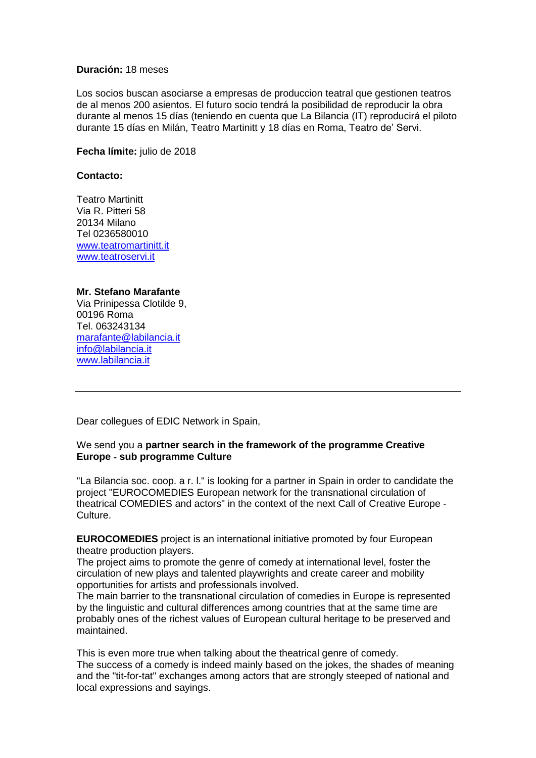**Duración:** 18 meses

Los socios buscan asociarse a empresas de produccion teatral que gestionen teatros de al menos 200 asientos. El futuro socio tendrá la posibilidad de reproducir la obra durante al menos 15 días (teniendo en cuenta que La Bilancia (IT) reproducirá el piloto durante 15 días en Milán, Teatro Martinitt y 18 días en Roma, Teatro de' Servi.

**Fecha límite:** julio de 2018

**Contacto:**

Teatro Martinitt
Via R. Pitteri 58
20134 Milano
Tel 0236580010
www.teatromartinitt.it
www.teatroservi.it

**Mr. Stefano Marafante**
Via Prinipessa Clotilde 9,
00196 Roma
Tel. 063243134
marafante@labilancia.it
info@labilancia.it
www.labilancia.it

---

Dear collegues of EDIC Network in Spain,

We send you a **partner search in the framework of the programme Creative Europe - sub programme Culture**

"La Bilancia soc. coop. a r. l." is looking for a partner in Spain in order to candidate the project "EUROCOMEDIES European network for the transnational circulation of theatrical COMEDIES and actors" in the context of the next Call of Creative Europe - Culture.

**EUROCOMEDIES** project is an international initiative promoted by four European theatre production players.
The project aims to promote the genre of comedy at international level, foster the circulation of new plays and talented playwrights and create career and mobility opportunities for artists and professionals involved.
The main barrier to the transnational circulation of comedies in Europe is represented by the linguistic and cultural differences among countries that at the same time are probably ones of the richest values of European cultural heritage to be preserved and maintained.

This is even more true when talking about the theatrical genre of comedy.
The success of a comedy is indeed mainly based on the jokes, the shades of meaning and the "tit-for-tat" exchanges among actors that are strongly steeped of national and local expressions and sayings.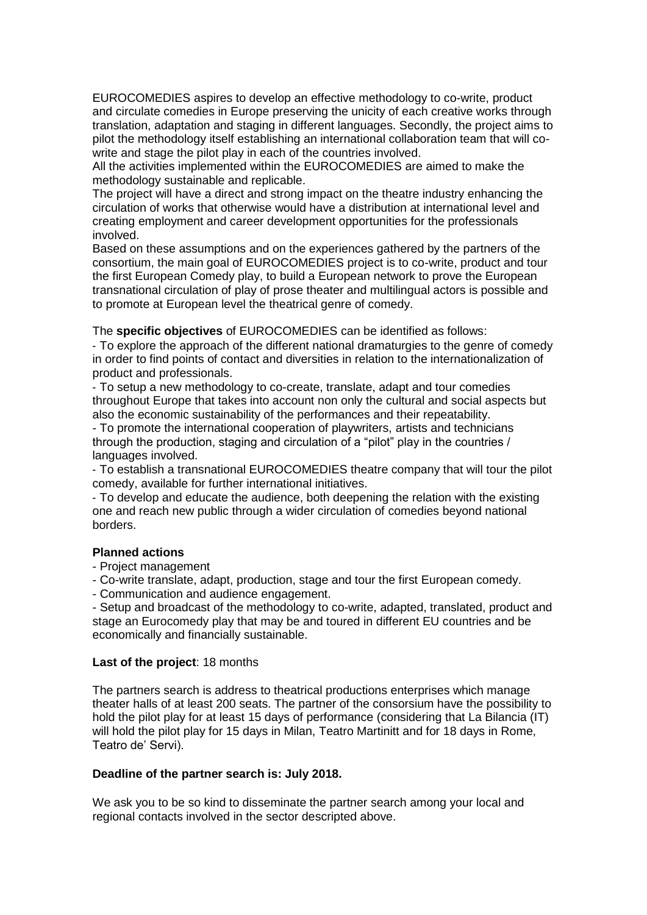EUROCOMEDIES aspires to develop an effective methodology to co-write, product and circulate comedies in Europe preserving the unicity of each creative works through translation, adaptation and staging in different languages. Secondly, the project aims to pilot the methodology itself establishing an international collaboration team that will co-write and stage the pilot play in each of the countries involved.

All the activities implemented within the EUROCOMEDIES are aimed to make the methodology sustainable and replicable.

The project will have a direct and strong impact on the theatre industry enhancing the circulation of works that otherwise would have a distribution at international level and creating employment and career development opportunities for the professionals involved.

Based on these assumptions and on the experiences gathered by the partners of the consortium, the main goal of EUROCOMEDIES project is to co-write, product and tour the first European Comedy play, to build a European network to prove the European transnational circulation of play of prose theater and multilingual actors is possible and to promote at European level the theatrical genre of comedy.

The **specific objectives** of EUROCOMEDIES can be identified as follows:

- To explore the approach of the different national dramaturgies to the genre of comedy in order to find points of contact and diversities in relation to the internationalization of product and professionals.
- To setup a new methodology to co-create, translate, adapt and tour comedies throughout Europe that takes into account non only the cultural and social aspects but also the economic sustainability of the performances and their repeatability.
- To promote the international cooperation of playwriters, artists and technicians through the production, staging and circulation of a "pilot" play in the countries / languages involved.
- To establish a transnational EUROCOMEDIES theatre company that will tour the pilot comedy, available for further international initiatives.
- To develop and educate the audience, both deepening the relation with the existing one and reach new public through a wider circulation of comedies beyond national borders.

**Planned actions**

- Project management
- Co-write translate, adapt, production, stage and tour the first European comedy.
- Communication and audience engagement.
- Setup and broadcast of the methodology to co-write, adapted, translated, product and stage an Eurocomedy play that may be and toured in different EU countries and be economically and financially sustainable.

**Last of the project**: 18 months

The partners search is address to theatrical productions enterprises which manage theater halls of at least 200 seats. The partner of the consorsium have the possibility to hold the pilot play for at least 15 days of performance (considering that La Bilancia (IT) will hold the pilot play for 15 days in Milan, Teatro Martinitt and for 18 days in Rome, Teatro de' Servi).

**Deadline of the partner search is: July 2018.**

We ask you to be so kind to disseminate the partner search among your local and regional contacts involved in the sector descripted above.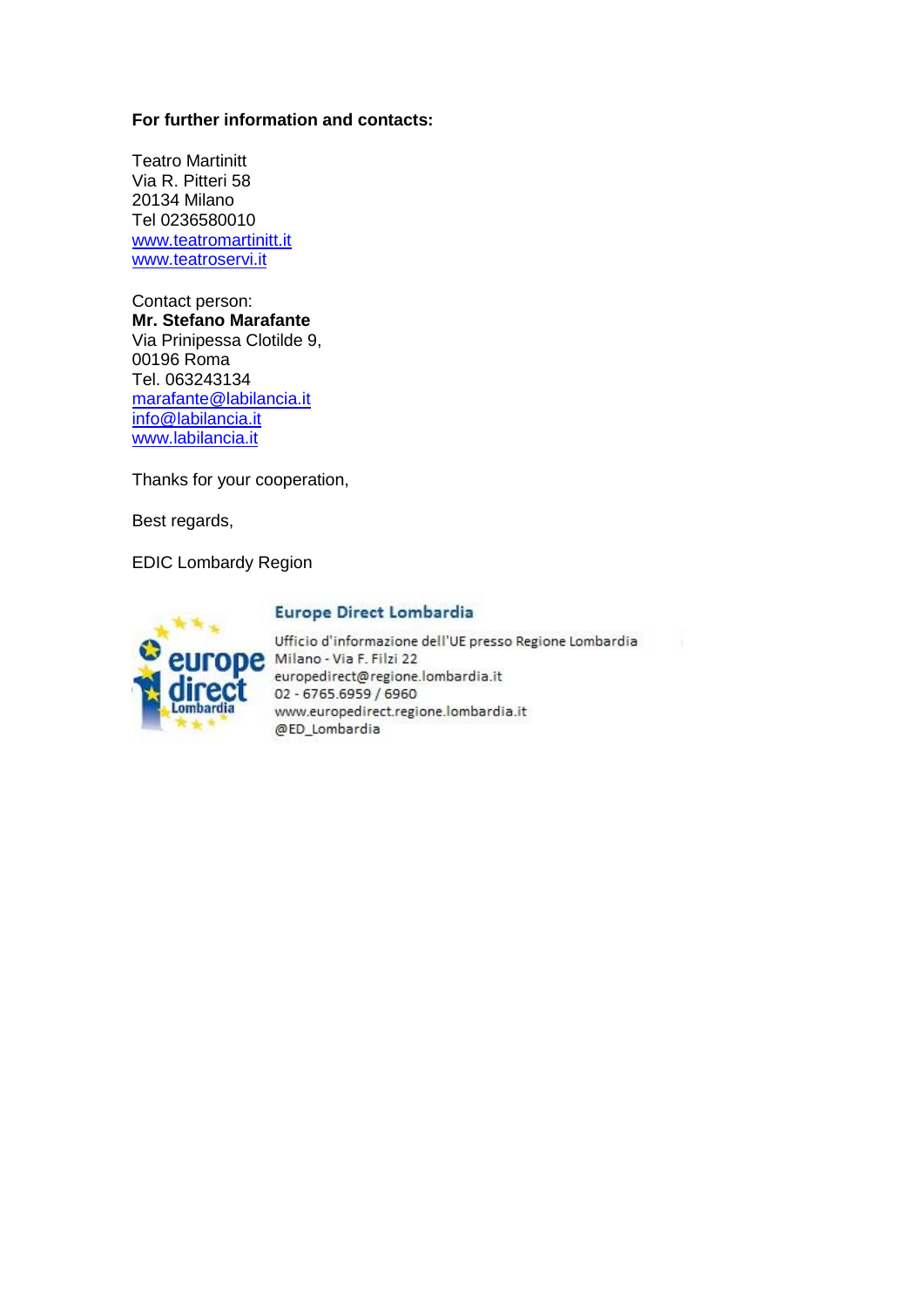**For further information and contacts:**

Teatro Martinitt  
Via R. Pitteri 58  
20134 Milano  
Tel 0236580010  
www.teatromartinitt.it  
www.teatroservi.it

Contact person:  
**Mr. Stefano Marafante**  
Via Prinipessa Clotilde 9,  
00196 Roma  
Tel. 063243134  
marafante@labilancia.it  
info@labilancia.it  
www.labilancia.it

Thanks for your cooperation,

Best regards,

EDIC Lombardy Region

**Europe Direct Lombardia**

Ufficio d'informazione dell'UE presso Regione Lombardia  
Milano - Via F. Filzi 22  
europedirect@regione.lombardia.it  
02 - 6765.6959 / 6960  
www.europedirect.regione.lombardia.it  
@ED_Lombardia